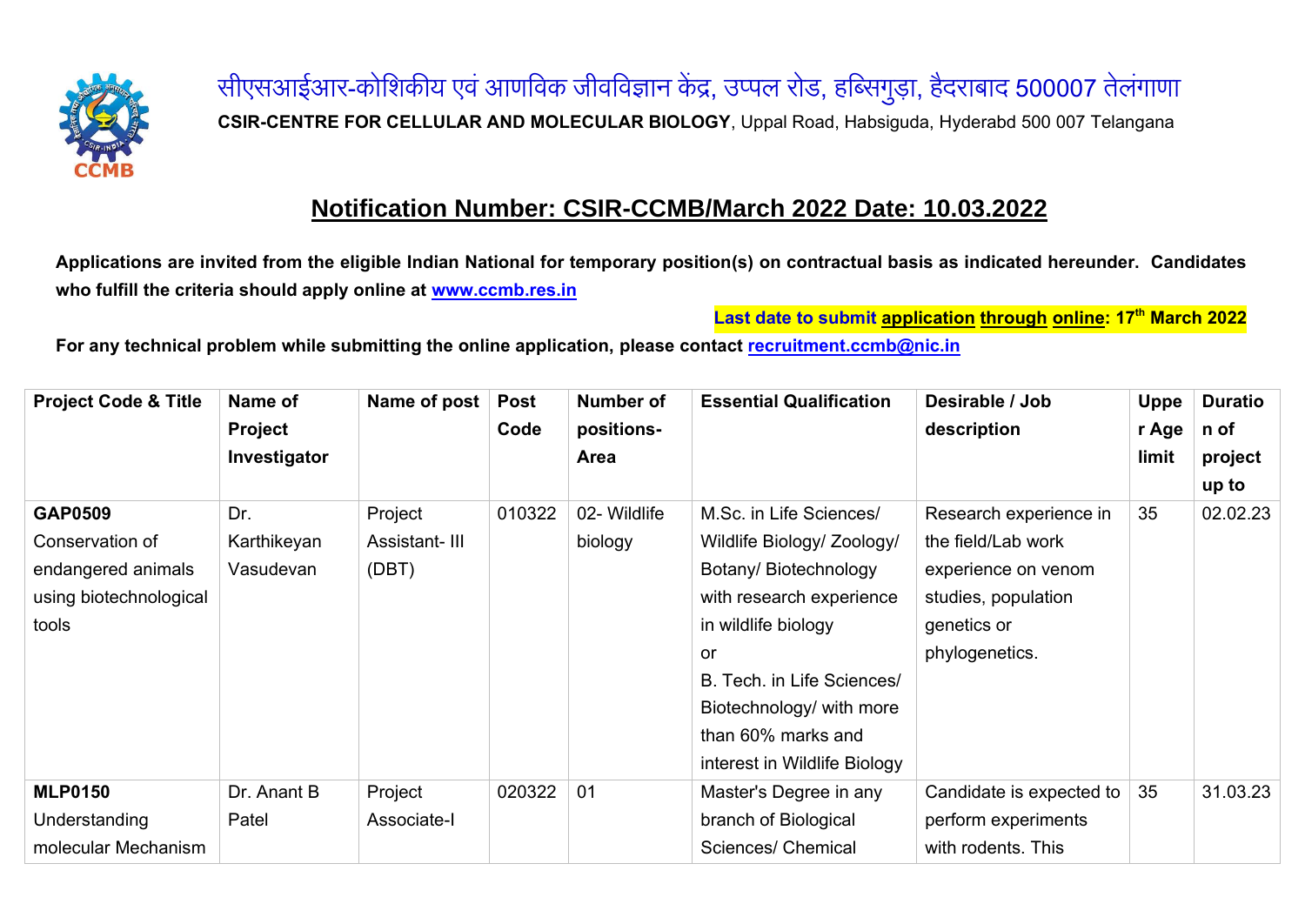सीएसआईआर-कोशिकीय एवं आणविक जीवविज्ञान केंद्र, उप्पल रोड, हब्सिगुड़ा, हैदराबाद 500007 तेलंगाणा

**CSIR-CENTRE FOR CELLULAR AND MOLECULAR BIOLOGY**, Uppal Road, Habsiguda, Hyderabd 500 007 Telangana

## Notification Number: CSIR-CCMB/March 2022 Date: 10.03.2022

**Applications are invited from the eligible Indian National for temporary position(s) on contractual basis as indicated hereunder. Candidates who fulfill the criteria should apply online at [www.ccmb.res.in](www.ccmb.res.in)**

**Last date to submit application through online: 17th March 2022**

**For any technical problem while submitting the online application, please contact [recruitment.ccmb@nic.in](mailto:recruitment.ccmb@nic.in)**

| Project Code & Title | Name of Project Investigator | Name of post | Post Code | Number of positions-Area | Essential Qualification | Desirable / Job description | Upper Age limit | Duration of project up to |
|---|---|---|---|---|---|---|---|---|
| **GAP0509** Conservation of endangered animals using biotechnological tools | Dr. Karthikeyan Vasudevan | Project Assistant- III (DBT) | 010322 | 02- Wildlife biology | M.Sc. in Life Sciences/ Wildlife Biology/ Zoology/ Botany/ Biotechnology with research experience in wildlife biology or B. Tech. in Life Sciences/ Biotechnology/ with more than 60% marks and interest in Wildlife Biology | Research experience in the field/Lab work experience on venom studies, population genetics or phylogenetics. | 35 | 02.02.23 |
| **MLP0150** Understanding molecular Mechanism | Dr. Anant B Patel | Project Associate-I | 020322 | 01 | Master's Degree in any branch of Biological Sciences/ Chemical | Candidate is expected to perform experiments with rodents. This | 35 | 31.03.23 |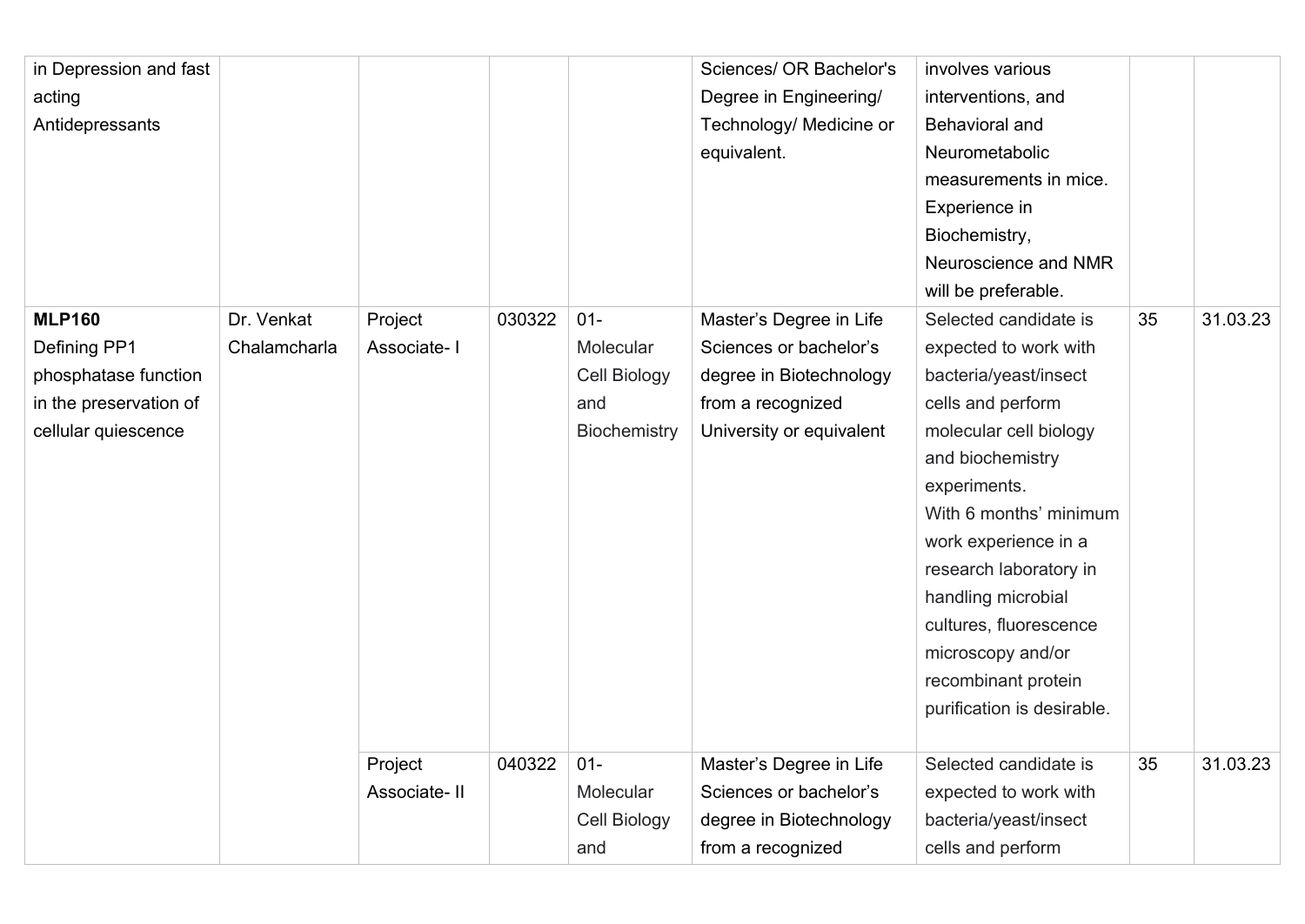| | | | | | | | | |
|---|---|---|---|---|---|---|---|---|
| in Depression and fast acting Antidepressants | | | | | Sciences/ OR Bachelor's Degree in Engineering/ Technology/ Medicine or equivalent. | involves various interventions, and Behavioral and Neurometabolic measurements in mice. Experience in Biochemistry, Neuroscience and NMR will be preferable. | | |
| **MLP160** Defining PP1 phosphatase function in the preservation of cellular quiescence | Dr. Venkat Chalamcharla | Project Associate- I | 030322 | 01- Molecular Cell Biology and Biochemistry | Master's Degree in Life Sciences or bachelor's degree in Biotechnology from a recognized University or equivalent | Selected candidate is expected to work with bacteria/yeast/insect cells and perform molecular cell biology and biochemistry experiments. With 6 months' minimum work experience in a research laboratory in handling microbial cultures, fluorescence microscopy and/or recombinant protein purification is desirable. | 35 | 31.03.23 |
| | | Project Associate- II | 040322 | 01- Molecular Cell Biology and | Master's Degree in Life Sciences or bachelor's degree in Biotechnology from a recognized | Selected candidate is expected to work with bacteria/yeast/insect cells and perform | 35 | 31.03.23 |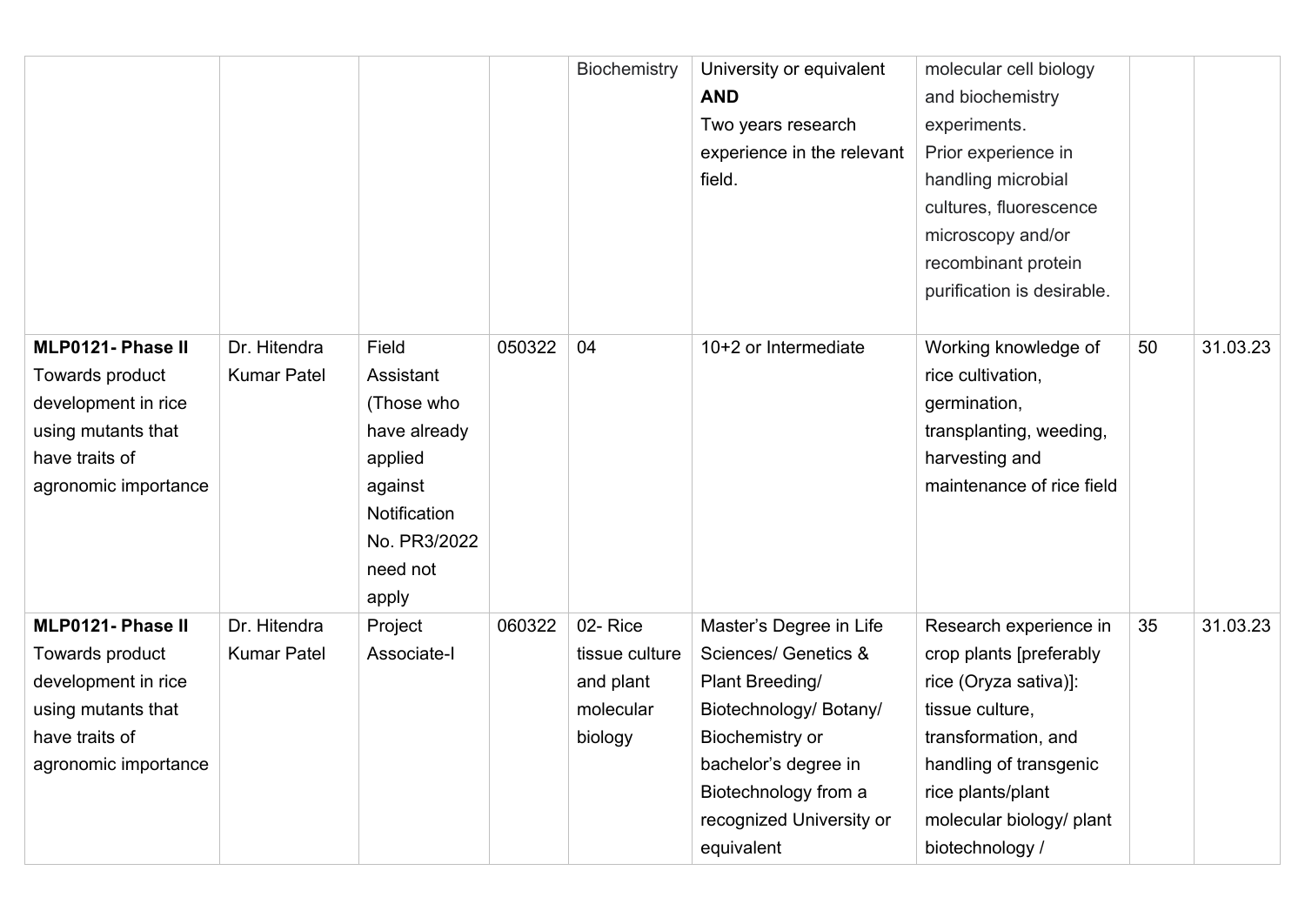| | | | | | | | | |
|---|---|---|---|---|---|---|---|---|
| | | | | Biochemistry | University or equivalent **AND** Two years research experience in the relevant field. | molecular cell biology and biochemistry experiments. Prior experience in handling microbial cultures, fluorescence microscopy and/or recombinant protein purification is desirable. | | |
| **MLP0121- Phase II** Towards product development in rice using mutants that have traits of agronomic importance | Dr. Hitendra Kumar Patel | Field Assistant (Those who have already applied against Notification No. PR3/2022 need not apply | 050322 | 04 | 10+2 or Intermediate | Working knowledge of rice cultivation, germination, transplanting, weeding, harvesting and maintenance of rice field | 50 | 31.03.23 |
| **MLP0121- Phase II** Towards product development in rice using mutants that have traits of agronomic importance | Dr. Hitendra Kumar Patel | Project Associate-I | 060322 | 02- Rice tissue culture and plant molecular biology | Master's Degree in Life Sciences/ Genetics & Plant Breeding/ Biotechnology/ Botany/ Biochemistry or bachelor's degree in Biotechnology from a recognized University or equivalent | Research experience in crop plants [preferably rice (Oryza sativa)]: tissue culture, transformation, and handling of transgenic rice plants/plant molecular biology/ plant biotechnology / | 35 | 31.03.23 |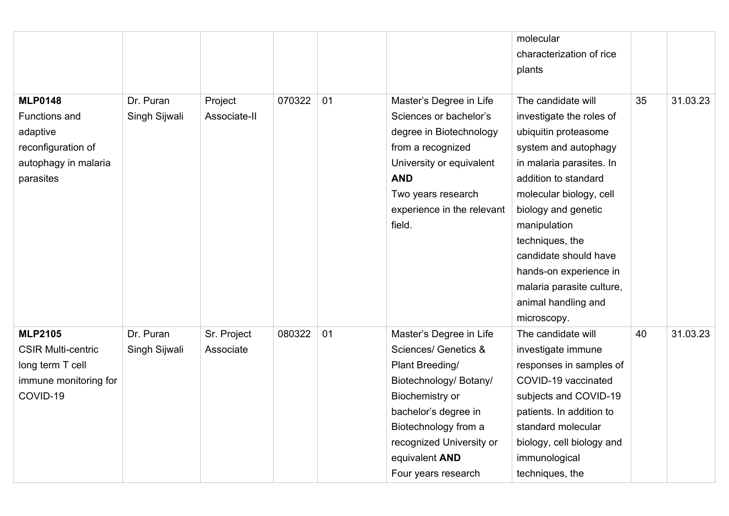| | | | | | | | | |
|---|---|---|---|---|---|---|---|---|
| | | | | | | molecular characterization of rice plants | | |
| **MLP0148** Functions and adaptive reconfiguration of autophagy in malaria parasites | Dr. Puran Singh Sijwali | Project Associate-II | 070322 | 01 | Master's Degree in Life Sciences or bachelor's degree in Biotechnology from a recognized University or equivalent **AND** Two years research experience in the relevant field. | The candidate will investigate the roles of ubiquitin proteasome system and autophagy in malaria parasites. In addition to standard molecular biology, cell biology and genetic manipulation techniques, the candidate should have hands-on experience in malaria parasite culture, animal handling and microscopy. | 35 | 31.03.23 |
| **MLP2105** CSIR Multi-centric long term T cell immune monitoring for COVID-19 | Dr. Puran Singh Sijwali | Sr. Project Associate | 080322 | 01 | Master's Degree in Life Sciences/ Genetics & Plant Breeding/ Biotechnology/ Botany/ Biochemistry or bachelor's degree in Biotechnology from a recognized University or equivalent **AND** Four years research | The candidate will investigate immune responses in samples of COVID-19 vaccinated subjects and COVID-19 patients. In addition to standard molecular biology, cell biology and immunological techniques, the | 40 | 31.03.23 |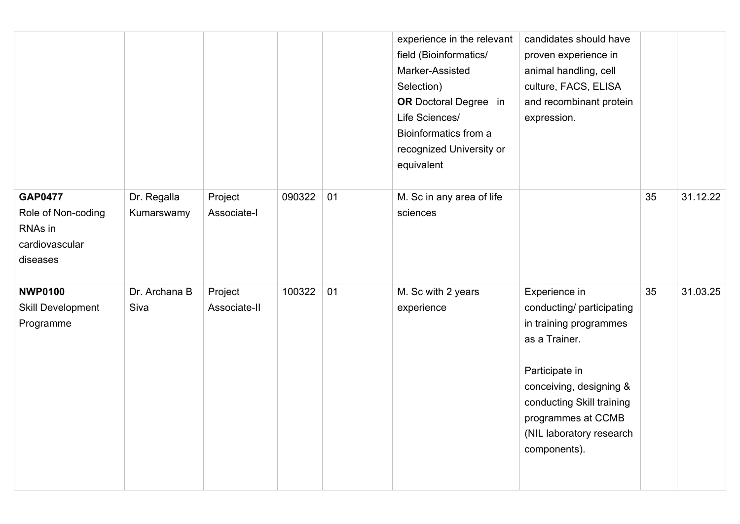| | | | | | | | | |
|---|---|---|---|---|---|---|---|---|
| | | | | | experience in the relevant field (Bioinformatics/ Marker-Assisted Selection) **OR** Doctoral Degree in Life Sciences/ Bioinformatics from a recognized University or equivalent | candidates should have proven experience in animal handling, cell culture, FACS, ELISA and recombinant protein expression. | | |
| **GAP0477** Role of Non-coding RNAs in cardiovascular diseases | Dr. Regalla Kumarswamy | Project Associate-I | 090322 | 01 | M. Sc in any area of life sciences | | 35 | 31.12.22 |
| **NWP0100** Skill Development Programme | Dr. Archana B Siva | Project Associate-II | 100322 | 01 | M. Sc with 2 years experience | Experience in conducting/ participating in training programmes as a Trainer.<br><br>Participate in conceiving, designing & conducting Skill training programmes at CCMB (NIL laboratory research components). | 35 | 31.03.25 |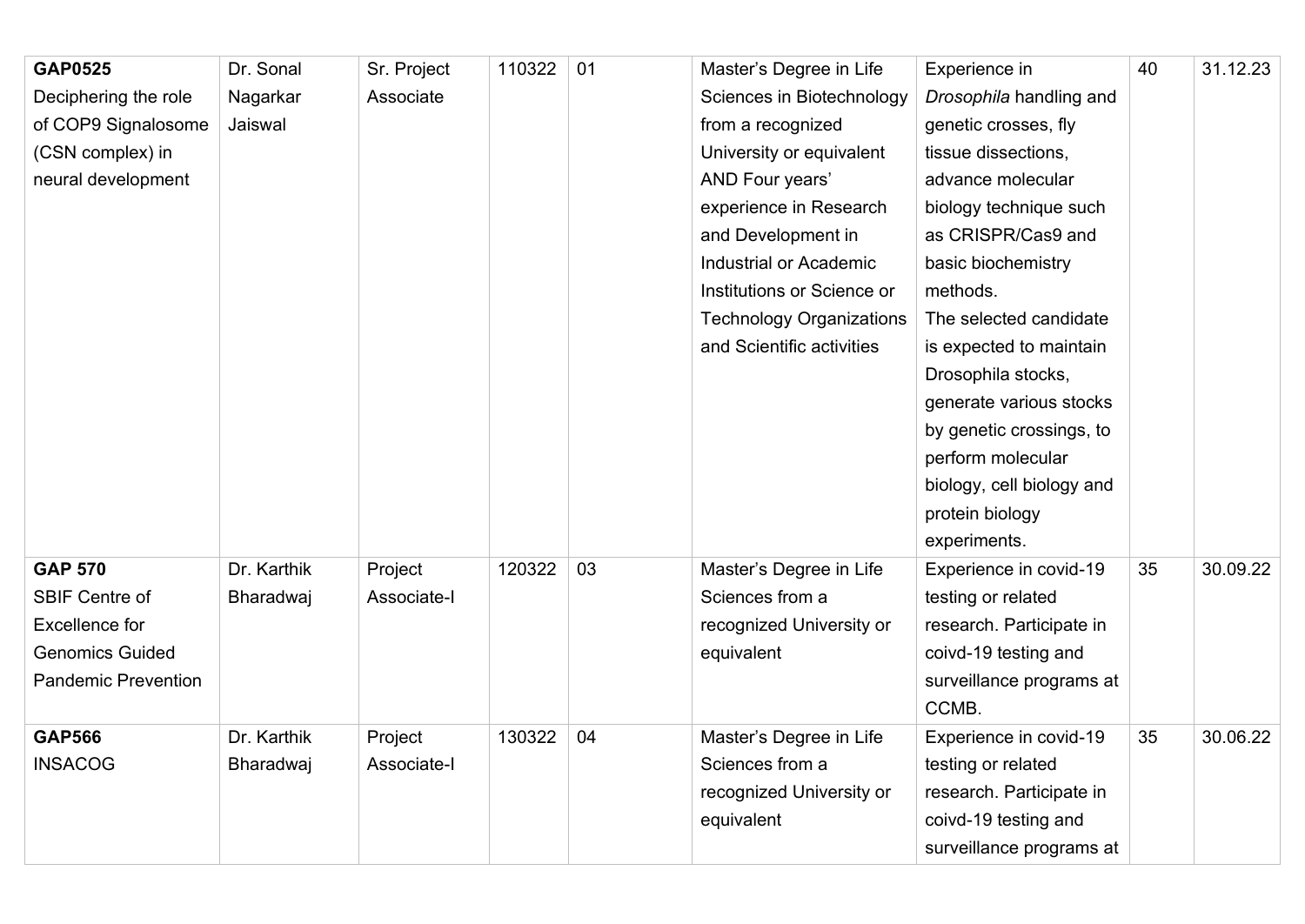| | | | | | | | | |
|---|---|---|---|---|---|---|---|---|
| **GAP0525** Deciphering the role of COP9 Signalosome (CSN complex) in neural development | Dr. Sonal Nagarkar Jaiswal | Sr. Project Associate | 110322 | 01 | Master's Degree in Life Sciences in Biotechnology from a recognized University or equivalent AND Four years' experience in Research and Development in Industrial or Academic Institutions or Science or Technology Organizations and Scientific activities | Experience in *Drosophila* handling and genetic crosses, fly tissue dissections, advance molecular biology technique such as CRISPR/Cas9 and basic biochemistry methods. The selected candidate is expected to maintain Drosophila stocks, generate various stocks by genetic crossings, to perform molecular biology, cell biology and protein biology experiments. | 40 | 31.12.23 |
| **GAP 570** SBIF Centre of Excellence for Genomics Guided Pandemic Prevention | Dr. Karthik Bharadwaj | Project Associate-I | 120322 | 03 | Master's Degree in Life Sciences from a recognized University or equivalent | Experience in covid-19 testing or related research. Participate in coivd-19 testing and surveillance programs at CCMB. | 35 | 30.09.22 |
| **GAP566** INSACOG | Dr. Karthik Bharadwaj | Project Associate-I | 130322 | 04 | Master's Degree in Life Sciences from a recognized University or equivalent | Experience in covid-19 testing or related research. Participate in coivd-19 testing and surveillance programs at | 35 | 30.06.22 |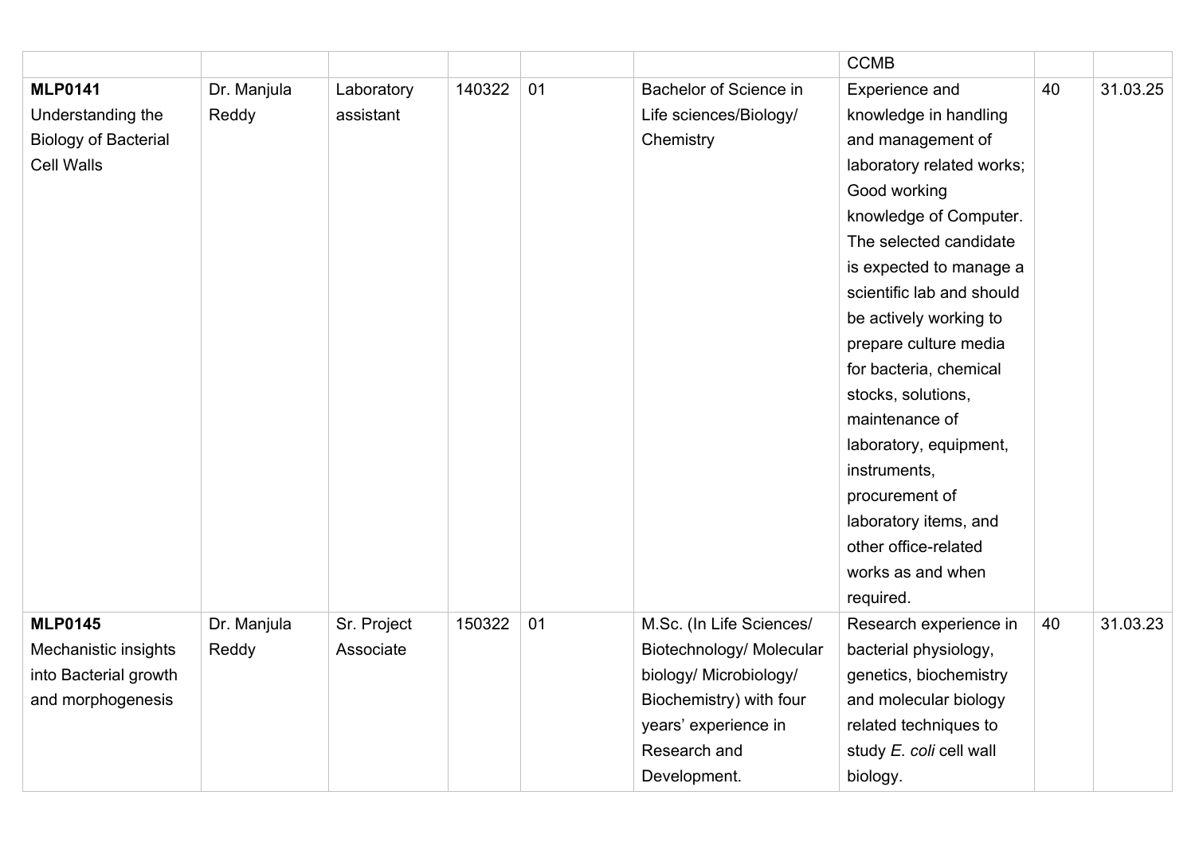|  |  |  |  |  |  | CCMB |  |  |
|---|---|---|---|---|---|---|---|---|
| **MLP0141** Understanding the Biology of Bacterial Cell Walls | Dr. Manjula Reddy | Laboratory assistant | 140322 | 01 | Bachelor of Science in Life sciences/Biology/ Chemistry | Experience and knowledge in handling and management of laboratory related works; Good working knowledge of Computer. The selected candidate is expected to manage a scientific lab and should be actively working to prepare culture media for bacteria, chemical stocks, solutions, maintenance of laboratory, equipment, instruments, procurement of laboratory items, and other office-related works as and when required. | 40 | 31.03.25 |
| **MLP0145** Mechanistic insights into Bacterial growth and morphogenesis | Dr. Manjula Reddy | Sr. Project Associate | 150322 | 01 | M.Sc. (In Life Sciences/ Biotechnology/ Molecular biology/ Microbiology/ Biochemistry) with four years' experience in Research and Development. | Research experience in bacterial physiology, genetics, biochemistry and molecular biology related techniques to study *E. coli* cell wall biology. | 40 | 31.03.23 |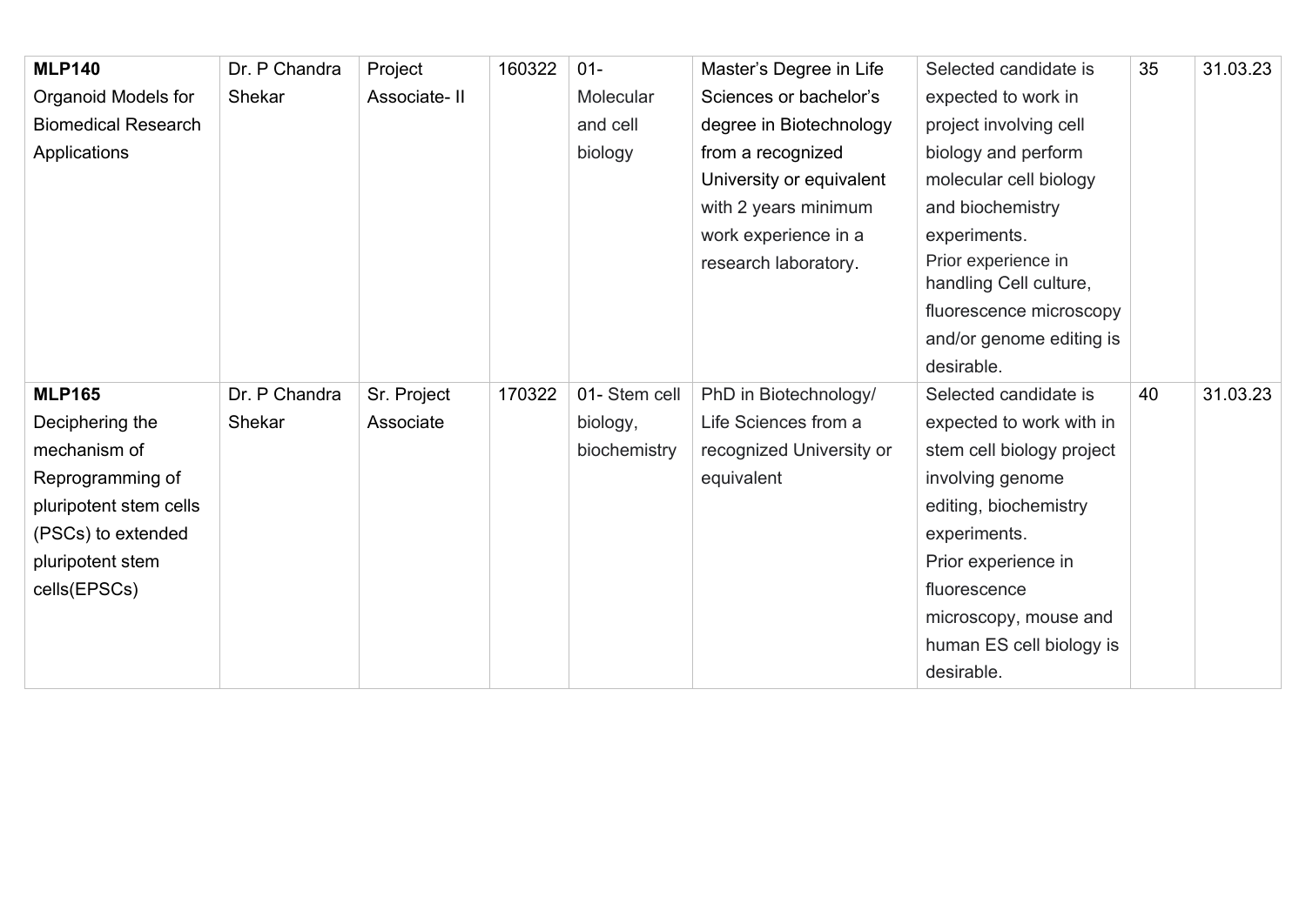| **MLP140** Organoid Models for Biomedical Research Applications | Dr. P Chandra Shekar | Project Associate- II | 160322 | 01- Molecular and cell biology | Master's Degree in Life Sciences or bachelor's degree in Biotechnology from a recognized University or equivalent with 2 years minimum work experience in a research laboratory. | Selected candidate is expected to work in project involving cell biology and perform molecular cell biology and biochemistry experiments. Prior experience in handling Cell culture, fluorescence microscopy and/or genome editing is desirable. | 35 | 31.03.23 |
|---|---|---|---|---|---|---|---|---|
| **MLP165** Deciphering the mechanism of Reprogramming of pluripotent stem cells (PSCs) to extended pluripotent stem cells(EPSCs) | Dr. P Chandra Shekar | Sr. Project Associate | 170322 | 01- Stem cell biology, biochemistry | PhD in Biotechnology/ Life Sciences from a recognized University or equivalent | Selected candidate is expected to work with in stem cell biology project involving genome editing, biochemistry experiments. Prior experience in fluorescence microscopy, mouse and human ES cell biology is desirable. | 40 | 31.03.23 |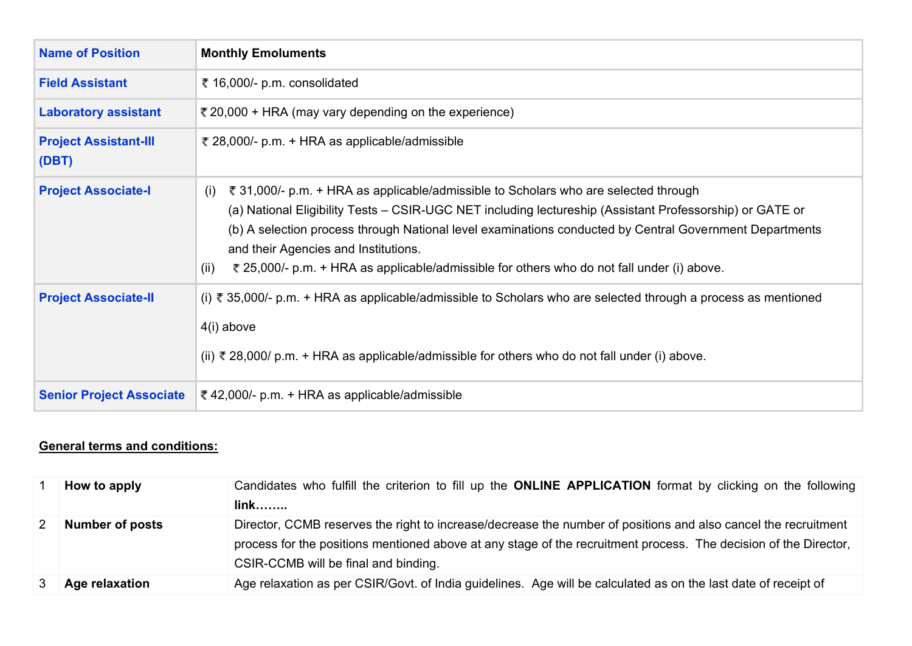| Name of Position | Monthly Emoluments |
|---|---|
| Field Assistant | ₹ 16,000/- p.m. consolidated |
| Laboratory assistant | ₹ 20,000 + HRA (may vary depending on the experience) |
| Project Assistant-III (DBT) | ₹ 28,000/- p.m. + HRA as applicable/admissible |
| Project Associate-I | (i) ₹ 31,000/- p.m. + HRA as applicable/admissible to Scholars who are selected through (a) National Eligibility Tests – CSIR-UGC NET including lectureship (Assistant Professorship) or GATE or (b) A selection process through National level examinations conducted by Central Government Departments and their Agencies and Institutions. (ii) ₹ 25,000/- p.m. + HRA as applicable/admissible for others who do not fall under (i) above. |
| Project Associate-II | (i) ₹ 35,000/- p.m. + HRA as applicable/admissible to Scholars who are selected through a process as mentioned 4(i) above (ii) ₹ 28,000/ p.m. + HRA as applicable/admissible for others who do not fall under (i) above. |
| Senior Project Associate | ₹ 42,000/- p.m. + HRA as applicable/admissible |

**General terms and conditions:**

| | | |
|---|---|---|
| 1 | **How to apply** | Candidates who fulfill the criterion to fill up the **ONLINE APPLICATION** format by clicking on the following **link……..** |
| 2 | **Number of posts** | Director, CCMB reserves the right to increase/decrease the number of positions and also cancel the recruitment process for the positions mentioned above at any stage of the recruitment process. The decision of the Director, CSIR-CCMB will be final and binding. |
| 3 | **Age relaxation** | Age relaxation as per CSIR/Govt. of India guidelines. Age will be calculated as on the last date of receipt of |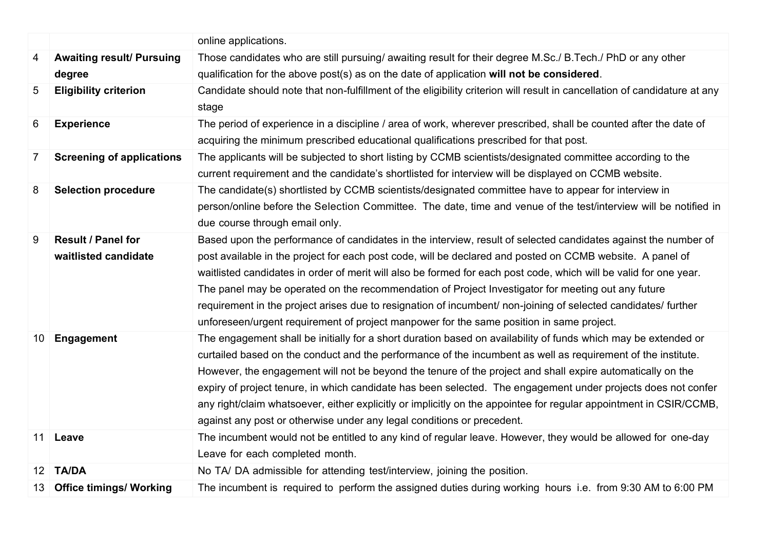| | | |
|---|---|---|
| | | online applications. |
| 4 | **Awaiting result/ Pursuing degree** | Those candidates who are still pursuing/ awaiting result for their degree M.Sc./ B.Tech./ PhD or any other qualification for the above post(s) as on the date of application **will not be considered**. |
| 5 | **Eligibility criterion** | Candidate should note that non-fulfillment of the eligibility criterion will result in cancellation of candidature at any stage |
| 6 | **Experience** | The period of experience in a discipline / area of work, wherever prescribed, shall be counted after the date of acquiring the minimum prescribed educational qualifications prescribed for that post. |
| 7 | **Screening of applications** | The applicants will be subjected to short listing by CCMB scientists/designated committee according to the current requirement and the candidate's shortlisted for interview will be displayed on CCMB website. |
| 8 | **Selection procedure** | The candidate(s) shortlisted by CCMB scientists/designated committee have to appear for interview in person/online before the Selection Committee. The date, time and venue of the test/interview will be notified in due course through email only. |
| 9 | **Result / Panel for waitlisted candidate** | Based upon the performance of candidates in the interview, result of selected candidates against the number of post available in the project for each post code, will be declared and posted on CCMB website. A panel of waitlisted candidates in order of merit will also be formed for each post code, which will be valid for one year. The panel may be operated on the recommendation of Project Investigator for meeting out any future requirement in the project arises due to resignation of incumbent/ non-joining of selected candidates/ further unforeseen/urgent requirement of project manpower for the same position in same project. |
| 10 | **Engagement** | The engagement shall be initially for a short duration based on availability of funds which may be extended or curtailed based on the conduct and the performance of the incumbent as well as requirement of the institute. However, the engagement will not be beyond the tenure of the project and shall expire automatically on the expiry of project tenure, in which candidate has been selected. The engagement under projects does not confer any right/claim whatsoever, either explicitly or implicitly on the appointee for regular appointment in CSIR/CCMB, against any post or otherwise under any legal conditions or precedent. |
| 11 | **Leave** | The incumbent would not be entitled to any kind of regular leave. However, they would be allowed for one-day Leave for each completed month. |
| 12 | **TA/DA** | No TA/ DA admissible for attending test/interview, joining the position. |
| 13 | **Office timings/ Working** | The incumbent is required to perform the assigned duties during working hours i.e. from 9:30 AM to 6:00 PM |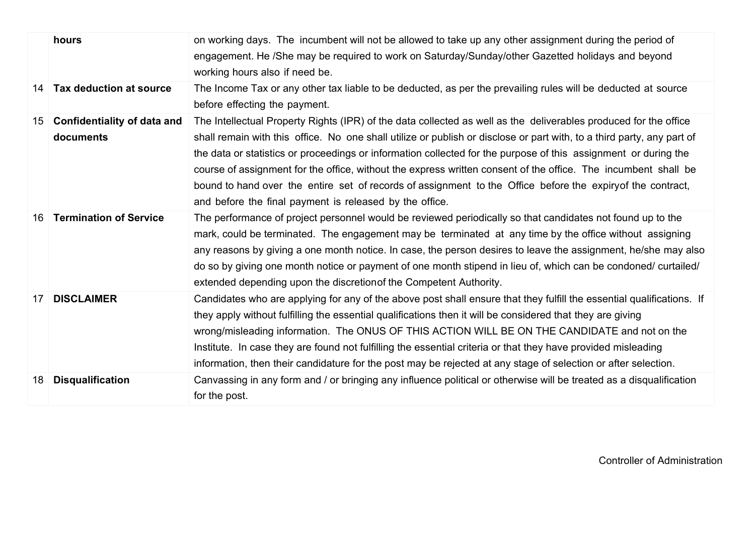| | | |
|---|---|---|
| | **hours** | on working days. The incumbent will not be allowed to take up any other assignment during the period of engagement. He /She may be required to work on Saturday/Sunday/other Gazetted holidays and beyond working hours also if need be. |
| 14 | **Tax deduction at source** | The Income Tax or any other tax liable to be deducted, as per the prevailing rules will be deducted at source before effecting the payment. |
| 15 | **Confidentiality of data and documents** | The Intellectual Property Rights (IPR) of the data collected as well as the deliverables produced for the office shall remain with this office. No one shall utilize or publish or disclose or part with, to a third party, any part of the data or statistics or proceedings or information collected for the purpose of this assignment or during the course of assignment for the office, without the express written consent of the office. The incumbent shall be bound to hand over the entire set of records of assignment to the Office before the expiryof the contract, and before the final payment is released by the office. |
| 16 | **Termination of Service** | The performance of project personnel would be reviewed periodically so that candidates not found up to the mark, could be terminated. The engagement may be terminated at any time by the office without assigning any reasons by giving a one month notice. In case, the person desires to leave the assignment, he/she may also do so by giving one month notice or payment of one month stipend in lieu of, which can be condoned/ curtailed/ extended depending upon the discretionof the Competent Authority. |
| 17 | **DISCLAIMER** | Candidates who are applying for any of the above post shall ensure that they fulfill the essential qualifications. If they apply without fulfilling the essential qualifications then it will be considered that they are giving wrong/misleading information. The ONUS OF THIS ACTION WILL BE ON THE CANDIDATE and not on the Institute. In case they are found not fulfilling the essential criteria or that they have provided misleading information, then their candidature for the post may be rejected at any stage of selection or after selection. |
| 18 | **Disqualification** | Canvassing in any form and / or bringing any influence political or otherwise will be treated as a disqualification for the post. |

Controller of Administration